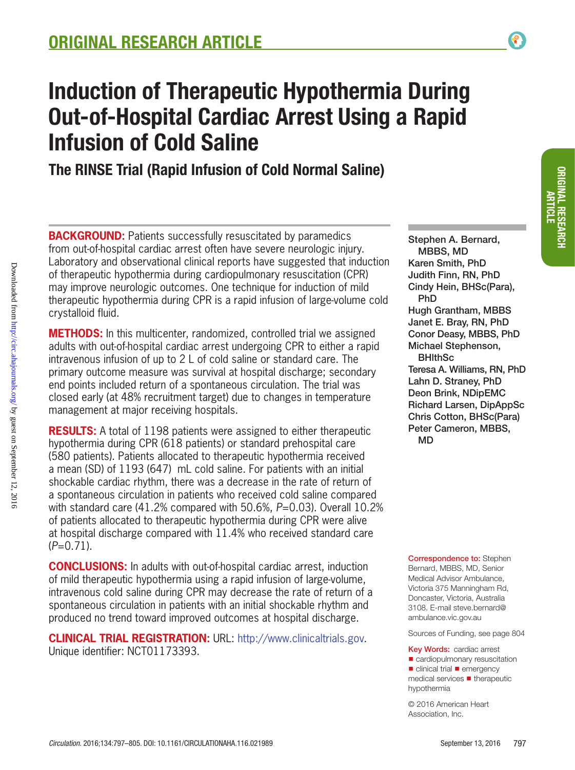# Induction of Therapeutic Hypothermia During Out-of-Hospital Cardiac Arrest Using a Rapid Infusion of Cold Saline

## The RINSE Trial (Rapid Infusion of Cold Normal Saline)

Stephen A. Bernard, MBBS, MD
Karen Smith, PhD
Judith Finn, RN, PhD
Cindy Hein, BHSc(Para), PhD
Hugh Grantham, MBBS
Janet E. Bray, RN, PhD
Conor Deasy, MBBS, PhD
Michael Stephenson, BHlthSc
Teresa A. Williams, RN, PhD
Lahn D. Straney, PhD
Deon Brink, NDipEMC
Richard Larsen, DipAppSc
Chris Cotton, BHSc(Para)
Peter Cameron, MBBS, MD

**BACKGROUND:** Patients successfully resuscitated by paramedics from out-of-hospital cardiac arrest often have severe neurologic injury. Laboratory and observational clinical reports have suggested that induction of therapeutic hypothermia during cardiopulmonary resuscitation (CPR) may improve neurologic outcomes. One technique for induction of mild therapeutic hypothermia during CPR is a rapid infusion of large-volume cold crystalloid fluid.

**METHODS:** In this multicenter, randomized, controlled trial we assigned adults with out-of-hospital cardiac arrest undergoing CPR to either a rapid intravenous infusion of up to 2 L of cold saline or standard care. The primary outcome measure was survival at hospital discharge; secondary end points included return of a spontaneous circulation. The trial was closed early (at 48% recruitment target) due to changes in temperature management at major receiving hospitals.

**RESULTS:** A total of 1198 patients were assigned to either therapeutic hypothermia during CPR (618 patients) or standard prehospital care (580 patients). Patients allocated to therapeutic hypothermia received a mean (SD) of 1193 (647) mL cold saline. For patients with an initial shockable cardiac rhythm, there was a decrease in the rate of return of a spontaneous circulation in patients who received cold saline compared with standard care (41.2% compared with 50.6%, *P*=0.03). Overall 10.2% of patients allocated to therapeutic hypothermia during CPR were alive at hospital discharge compared with 11.4% who received standard care (*P*=0.71).

**CONCLUSIONS:** In adults with out-of-hospital cardiac arrest, induction of mild therapeutic hypothermia using a rapid infusion of large-volume, intravenous cold saline during CPR may decrease the rate of return of a spontaneous circulation in patients with an initial shockable rhythm and produced no trend toward improved outcomes at hospital discharge.

**CLINICAL TRIAL REGISTRATION:** URL: http://www.clinicaltrials.gov. Unique identifier: NCT01173393.

**Correspondence to:** Stephen Bernard, MBBS, MD, Senior Medical Advisor Ambulance, Victoria 375 Manningham Rd, Doncaster, Victoria, Australia 3108. E-mail steve.bernard@ambulance.vic.gov.au

Sources of Funding, see page 804

**Key Words:** cardiac arrest ■ cardiopulmonary resuscitation ■ clinical trial ■ emergency medical services ■ therapeutic hypothermia

© 2016 American Heart Association, Inc.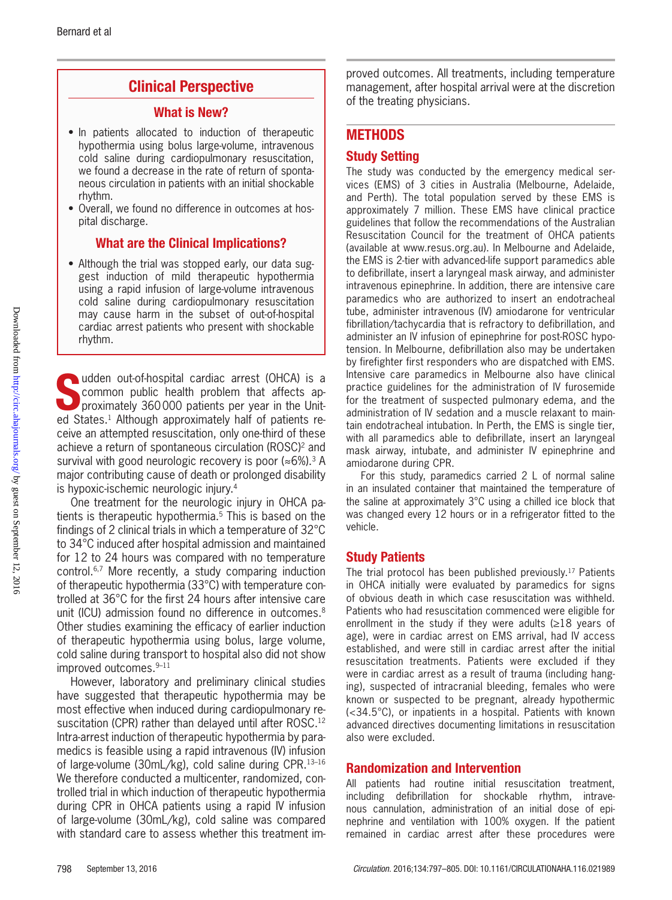## Clinical Perspective

### What is New?

- In patients allocated to induction of therapeutic hypothermia using bolus large-volume, intravenous cold saline during cardiopulmonary resuscitation, we found a decrease in the rate of return of spontaneous circulation in patients with an initial shockable rhythm.
- Overall, we found no difference in outcomes at hospital discharge.

### What are the Clinical Implications?

- Although the trial was stopped early, our data suggest induction of mild therapeutic hypothermia using a rapid infusion of large-volume intravenous cold saline during cardiopulmonary resuscitation may cause harm in the subset of out-of-hospital cardiac arrest patients who present with shockable rhythm.

Sudden out-of-hospital cardiac arrest (OHCA) is a common public health problem that affects approximately 360000 patients per year in the United States.[1] Although approximately half of patients receive an attempted resuscitation, only one-third of these achieve a return of spontaneous circulation (ROSC)[2] and survival with good neurologic recovery is poor (≈6%).[3] A major contributing cause of death or prolonged disability is hypoxic-ischemic neurologic injury.[4]

One treatment for the neurologic injury in OHCA patients is therapeutic hypothermia.[5] This is based on the findings of 2 clinical trials in which a temperature of 32°C to 34°C induced after hospital admission and maintained for 12 to 24 hours was compared with no temperature control.[6,7] More recently, a study comparing induction of therapeutic hypothermia (33°C) with temperature controlled at 36°C for the first 24 hours after intensive care unit (ICU) admission found no difference in outcomes.[8] Other studies examining the efficacy of earlier induction of therapeutic hypothermia using bolus, large volume, cold saline during transport to hospital also did not show improved outcomes.[9–11]

However, laboratory and preliminary clinical studies have suggested that therapeutic hypothermia may be most effective when induced during cardiopulmonary resuscitation (CPR) rather than delayed until after ROSC.[12] Intra-arrest induction of therapeutic hypothermia by paramedics is feasible using a rapid intravenous (IV) infusion of large-volume (30mL/kg), cold saline during CPR.[13–16] We therefore conducted a multicenter, randomized, controlled trial in which induction of therapeutic hypothermia during CPR in OHCA patients using a rapid IV infusion of large-volume (30mL/kg), cold saline was compared with standard care to assess whether this treatment improved outcomes. All treatments, including temperature management, after hospital arrival were at the discretion of the treating physicians.

## METHODS

### Study Setting

The study was conducted by the emergency medical services (EMS) of 3 cities in Australia (Melbourne, Adelaide, and Perth). The total population served by these EMS is approximately 7 million. These EMS have clinical practice guidelines that follow the recommendations of the Australian Resuscitation Council for the treatment of OHCA patients (available at www.resus.org.au). In Melbourne and Adelaide, the EMS is 2-tier with advanced-life support paramedics able to defibrillate, insert a laryngeal mask airway, and administer intravenous epinephrine. In addition, there are intensive care paramedics who are authorized to insert an endotracheal tube, administer intravenous (IV) amiodarone for ventricular fibrillation/tachycardia that is refractory to defibrillation, and administer an IV infusion of epinephrine for post-ROSC hypotension. In Melbourne, defibrillation also may be undertaken by firefighter first responders who are dispatched with EMS. Intensive care paramedics in Melbourne also have clinical practice guidelines for the administration of IV furosemide for the treatment of suspected pulmonary edema, and the administration of IV sedation and a muscle relaxant to maintain endotracheal intubation. In Perth, the EMS is single tier, with all paramedics able to defibrillate, insert an laryngeal mask airway, intubate, and administer IV epinephrine and amiodarone during CPR.

For this study, paramedics carried 2 L of normal saline in an insulated container that maintained the temperature of the saline at approximately 3°C using a chilled ice block that was changed every 12 hours or in a refrigerator fitted to the vehicle.

### Study Patients

The trial protocol has been published previously.[17] Patients in OHCA initially were evaluated by paramedics for signs of obvious death in which case resuscitation was withheld. Patients who had resuscitation commenced were eligible for enrollment in the study if they were adults (≥18 years of age), were in cardiac arrest on EMS arrival, had IV access established, and were still in cardiac arrest after the initial resuscitation treatments. Patients were excluded if they were in cardiac arrest as a result of trauma (including hanging), suspected of intracranial bleeding, females who were known or suspected to be pregnant, already hypothermic (<34.5°C), or inpatients in a hospital. Patients with known advanced directives documenting limitations in resuscitation also were excluded.

### Randomization and Intervention

All patients had routine initial resuscitation treatment, including defibrillation for shockable rhythm, intravenous cannulation, administration of an initial dose of epinephrine and ventilation with 100% oxygen. If the patient remained in cardiac arrest after these procedures were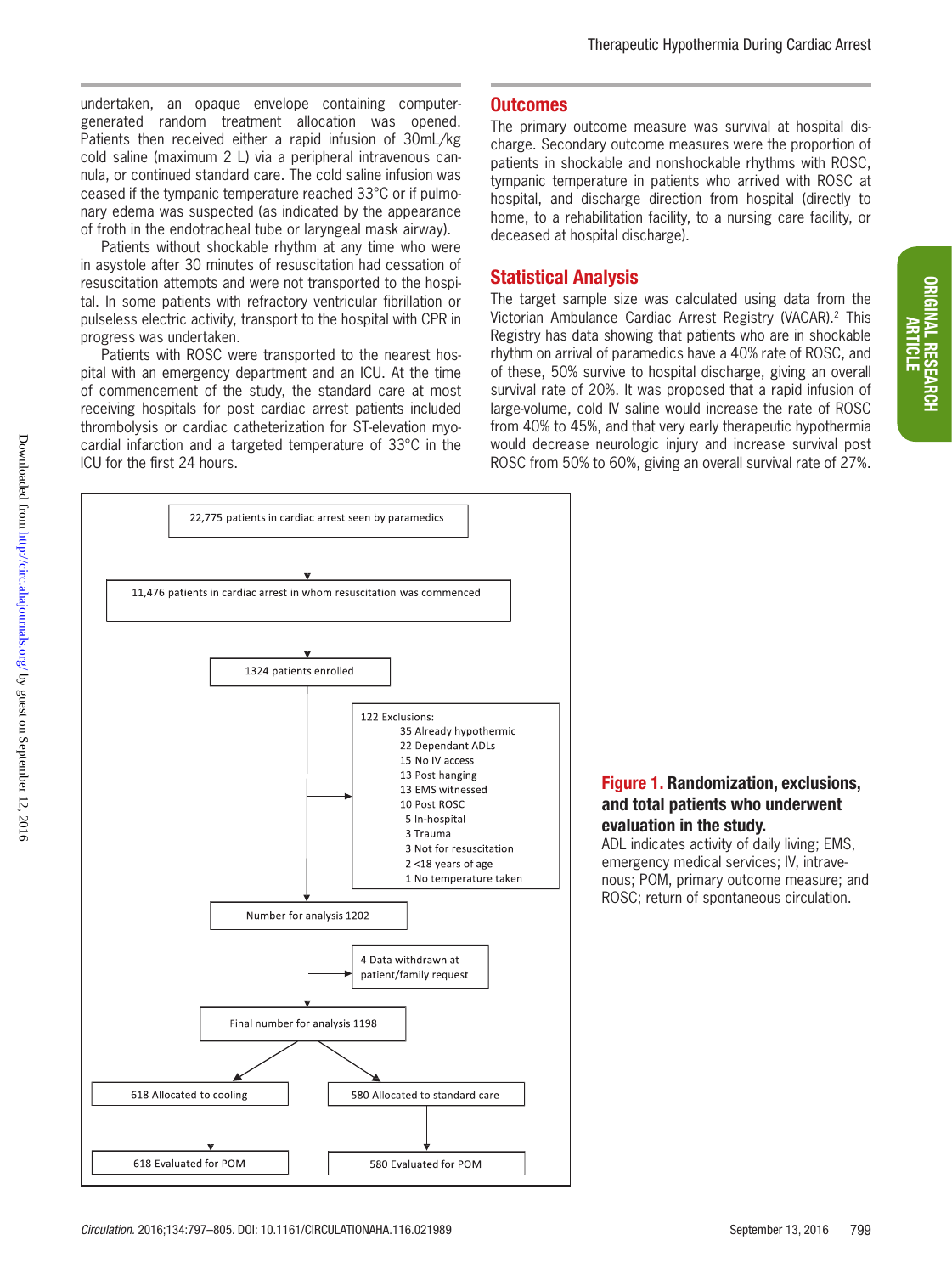undertaken, an opaque envelope containing computer-generated random treatment allocation was opened. Patients then received either a rapid infusion of 30mL/kg cold saline (maximum 2 L) via a peripheral intravenous cannula, or continued standard care. The cold saline infusion was ceased if the tympanic temperature reached 33°C or if pulmonary edema was suspected (as indicated by the appearance of froth in the endotracheal tube or laryngeal mask airway).

Patients without shockable rhythm at any time who were in asystole after 30 minutes of resuscitation had cessation of resuscitation attempts and were not transported to the hospital. In some patients with refractory ventricular fibrillation or pulseless electric activity, transport to the hospital with CPR in progress was undertaken.

Patients with ROSC were transported to the nearest hospital with an emergency department and an ICU. At the time of commencement of the study, the standard care at most receiving hospitals for post cardiac arrest patients included thrombolysis or cardiac catheterization for ST-elevation myocardial infarction and a targeted temperature of 33°C in the ICU for the first 24 hours.

## Outcomes

The primary outcome measure was survival at hospital discharge. Secondary outcome measures were the proportion of patients in shockable and nonshockable rhythms with ROSC, tympanic temperature in patients who arrived with ROSC at hospital, and discharge direction from hospital (directly to home, to a rehabilitation facility, to a nursing care facility, or deceased at hospital discharge).

## Statistical Analysis

The target sample size was calculated using data from the Victorian Ambulance Cardiac Arrest Registry (VACAR).[2] This Registry has data showing that patients who are in shockable rhythm on arrival of paramedics have a 40% rate of ROSC, and of these, 50% survive to hospital discharge, giving an overall survival rate of 20%. It was proposed that a rapid infusion of large-volume, cold IV saline would increase the rate of ROSC from 40% to 45%, and that very early therapeutic hypothermia would decrease neurologic injury and increase survival post ROSC from 50% to 60%, giving an overall survival rate of 27%.

22,775 patients in cardiac arrest seen by paramedics
→ 11,476 patients in cardiac arrest in whom resuscitation was commenced
→ 1324 patients enrolled
→ 122 Exclusions:
- 35 Already hypothermic
- 22 Dependant ADLs
- 15 No IV access
- 13 Post hanging
- 13 EMS witnessed
- 10 Post ROSC
- 5 In-hospital
- 3 Trauma
- 3 Not for resuscitation
- 2 <18 years of age
- 1 No temperature taken

→ Number for analysis 1202
→ 4 Data withdrawn at patient/family request
→ Final number for analysis 1198
→ 618 Allocated to cooling → 618 Evaluated for POM
→ 580 Allocated to standard care → 580 Evaluated for POM

**Figure 1. Randomization, exclusions, and total patients who underwent evaluation in the study.**
ADL indicates activity of daily living; EMS, emergency medical services; IV, intravenous; POM, primary outcome measure; and ROSC; return of spontaneous circulation.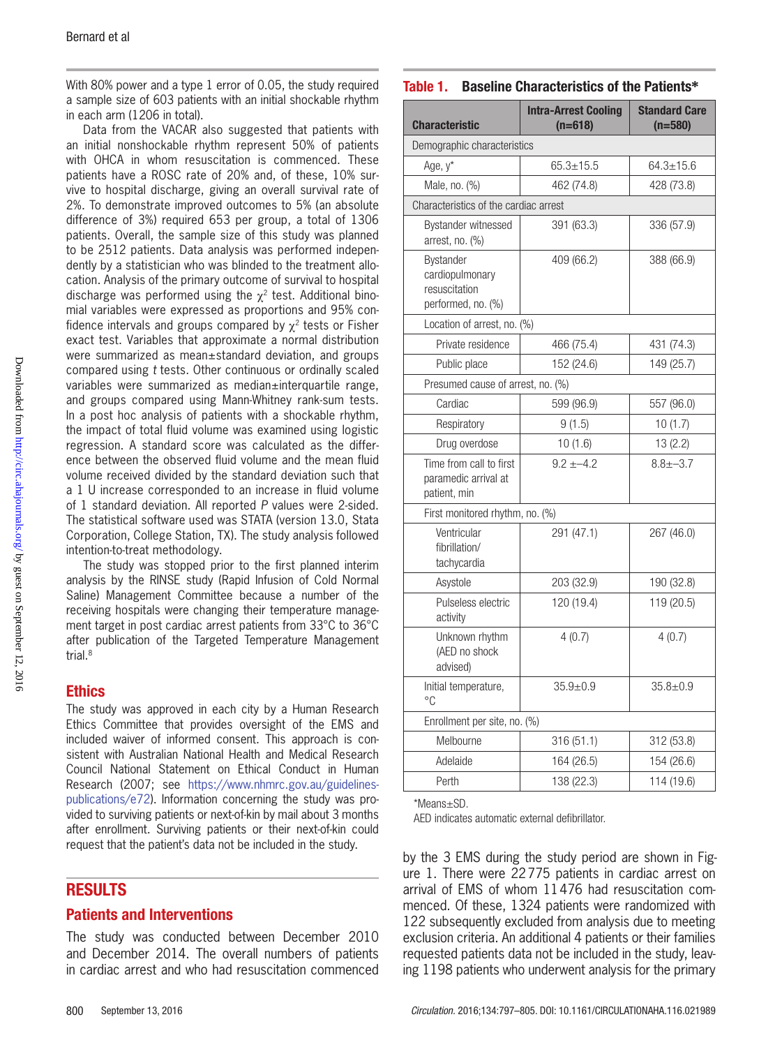With 80% power and a type 1 error of 0.05, the study required a sample size of 603 patients with an initial shockable rhythm in each arm (1206 in total).

Data from the VACAR also suggested that patients with an initial nonshockable rhythm represent 50% of patients with OHCA in whom resuscitation is commenced. These patients have a ROSC rate of 20% and, of these, 10% survive to hospital discharge, giving an overall survival rate of 2%. To demonstrate improved outcomes to 5% (an absolute difference of 3%) required 653 per group, a total of 1306 patients. Overall, the sample size of this study was planned to be 2512 patients. Data analysis was performed independently by a statistician who was blinded to the treatment allocation. Analysis of the primary outcome of survival to hospital discharge was performed using the $\chi^2$ test. Additional binomial variables were expressed as proportions and 95% confidence intervals and groups compared by $\chi^2$ tests or Fisher exact test. Variables that approximate a normal distribution were summarized as mean±standard deviation, and groups compared using *t* tests. Other continuous or ordinally scaled variables were summarized as median±interquartile range, and groups compared using Mann-Whitney rank-sum tests. In a post hoc analysis of patients with a shockable rhythm, the impact of total fluid volume was examined using logistic regression. A standard score was calculated as the difference between the observed fluid volume and the mean fluid volume received divided by the standard deviation such that a 1 U increase corresponded to an increase in fluid volume of 1 standard deviation. All reported *P* values were 2-sided. The statistical software used was STATA (version 13.0, Stata Corporation, College Station, TX). The study analysis followed intention-to-treat methodology.

The study was stopped prior to the first planned interim analysis by the RINSE study (Rapid Infusion of Cold Normal Saline) Management Committee because a number of the receiving hospitals were changing their temperature management target in post cardiac arrest patients from 33°C to 36°C after publication of the Targeted Temperature Management trial.[8]

## Ethics

The study was approved in each city by a Human Research Ethics Committee that provides oversight of the EMS and included waiver of informed consent. This approach is consistent with Australian National Health and Medical Research Council National Statement on Ethical Conduct in Human Research (2007; see https://www.nhmrc.gov.au/guidelines-publications/e72). Information concerning the study was provided to surviving patients or next-of-kin by mail about 3 months after enrollment. Surviving patients or their next-of-kin could request that the patient's data not be included in the study.

## RESULTS

### Patients and Interventions

The study was conducted between December 2010 and December 2014. The overall numbers of patients in cardiac arrest and who had resuscitation commenced by the 3 EMS during the study period are shown in Figure 1. There were 22 775 patients in cardiac arrest on arrival of EMS of whom 11 476 had resuscitation commenced. Of these, 1324 patients were randomized with 122 subsequently excluded from analysis due to meeting exclusion criteria. An additional 4 patients or their families requested patients data not be included in the study, leaving 1198 patients who underwent analysis for the primary

**Table 1. Baseline Characteristics of the Patients***

| Characteristic | Intra-Arrest Cooling (n=618) | Standard Care (n=580) |
|---|---|---|
| Demographic characteristics | | |
| Age, y* | 65.3±15.5 | 64.3±15.6 |
| Male, no. (%) | 462 (74.8) | 428 (73.8) |
| Characteristics of the cardiac arrest | | |
| Bystander witnessed arrest, no. (%) | 391 (63.3) | 336 (57.9) |
| Bystander cardiopulmonary resuscitation performed, no. (%) | 409 (66.2) | 388 (66.9) |
| Location of arrest, no. (%) | | |
| Private residence | 466 (75.4) | 431 (74.3) |
| Public place | 152 (24.6) | 149 (25.7) |
| Presumed cause of arrest, no. (%) | | |
| Cardiac | 599 (96.9) | 557 (96.0) |
| Respiratory | 9 (1.5) | 10 (1.7) |
| Drug overdose | 10 (1.6) | 13 (2.2) |
| Time from call to first paramedic arrival at patient, min | 9.2 ±–4.2 | 8.8±–3.7 |
| First monitored rhythm, no. (%) | | |
| Ventricular fibrillation/ tachycardia | 291 (47.1) | 267 (46.0) |
| Asystole | 203 (32.9) | 190 (32.8) |
| Pulseless electric activity | 120 (19.4) | 119 (20.5) |
| Unknown rhythm (AED no shock advised) | 4 (0.7) | 4 (0.7) |
| Initial temperature, °C | 35.9±0.9 | 35.8±0.9 |
| Enrollment per site, no. (%) | | |
| Melbourne | 316 (51.1) | 312 (53.8) |
| Adelaide | 164 (26.5) | 154 (26.6) |
| Perth | 138 (22.3) | 114 (19.6) |

*Means±SD.

AED indicates automatic external defibrillator.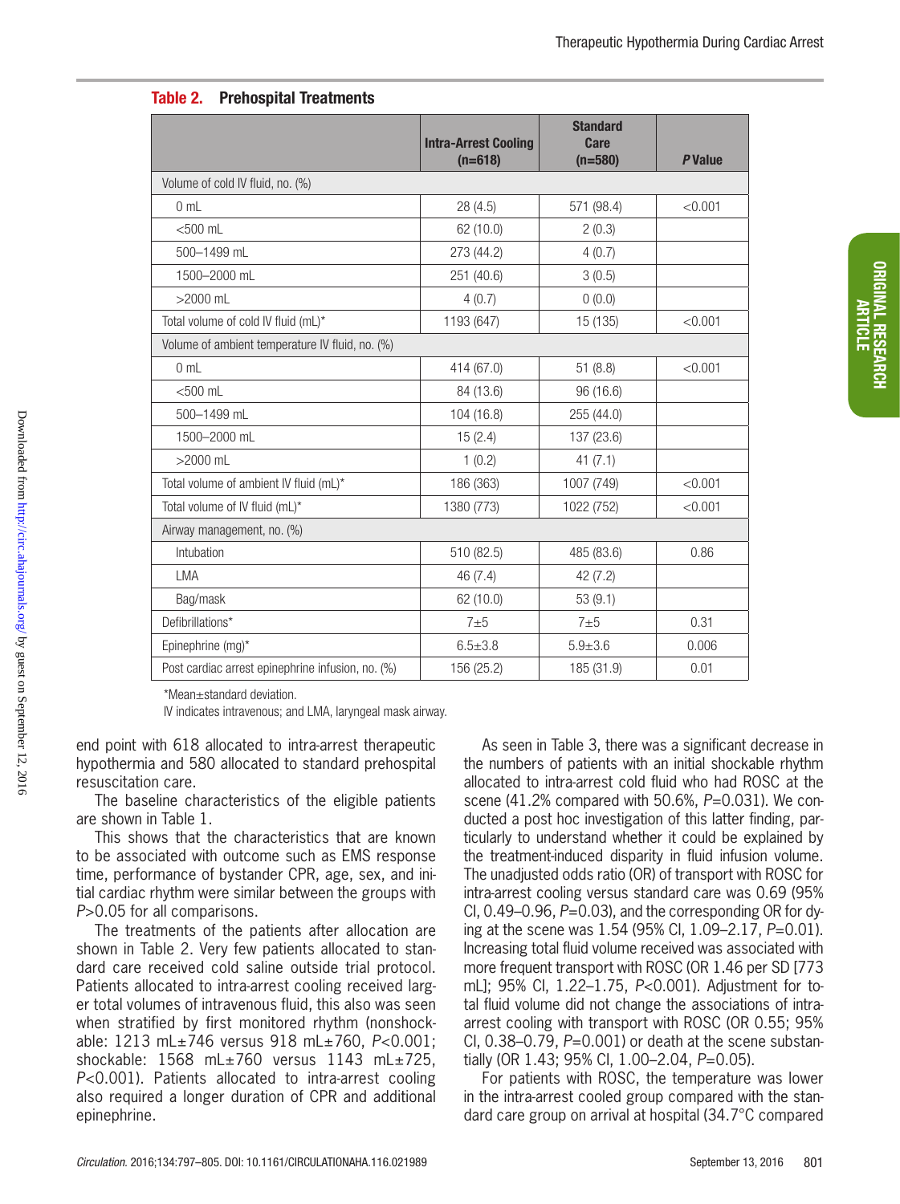**Table 2. Prehospital Treatments**

| | Intra-Arrest Cooling (n=618) | Standard Care (n=580) | *P* Value |
|---|---|---|---|
| Volume of cold IV fluid, no. (%) | | | |
| 0 mL | 28 (4.5) | 571 (98.4) | <0.001 |
| <500 mL | 62 (10.0) | 2 (0.3) | |
| 500–1499 mL | 273 (44.2) | 4 (0.7) | |
| 1500–2000 mL | 251 (40.6) | 3 (0.5) | |
| >2000 mL | 4 (0.7) | 0 (0.0) | |
| Total volume of cold IV fluid (mL)* | 1193 (647) | 15 (135) | <0.001 |
| Volume of ambient temperature IV fluid, no. (%) | | | |
| 0 mL | 414 (67.0) | 51 (8.8) | <0.001 |
| <500 mL | 84 (13.6) | 96 (16.6) | |
| 500–1499 mL | 104 (16.8) | 255 (44.0) | |
| 1500–2000 mL | 15 (2.4) | 137 (23.6) | |
| >2000 mL | 1 (0.2) | 41 (7.1) | |
| Total volume of ambient IV fluid (mL)* | 186 (363) | 1007 (749) | <0.001 |
| Total volume of IV fluid (mL)* | 1380 (773) | 1022 (752) | <0.001 |
| Airway management, no. (%) | | | |
| Intubation | 510 (82.5) | 485 (83.6) | 0.86 |
| LMA | 46 (7.4) | 42 (7.2) | |
| Bag/mask | 62 (10.0) | 53 (9.1) | |
| Defibrillations* | 7±5 | 7±5 | 0.31 |
| Epinephrine (mg)* | 6.5±3.8 | 5.9±3.6 | 0.006 |
| Post cardiac arrest epinephrine infusion, no. (%) | 156 (25.2) | 185 (31.9) | 0.01 |

*Mean±standard deviation.

IV indicates intravenous; and LMA, laryngeal mask airway.

end point with 618 allocated to intra-arrest therapeutic hypothermia and 580 allocated to standard prehospital resuscitation care.

The baseline characteristics of the eligible patients are shown in Table 1.

This shows that the characteristics that are known to be associated with outcome such as EMS response time, performance of bystander CPR, age, sex, and initial cardiac rhythm were similar between the groups with *P*>0.05 for all comparisons.

The treatments of the patients after allocation are shown in Table 2. Very few patients allocated to standard care received cold saline outside trial protocol. Patients allocated to intra-arrest cooling received larger total volumes of intravenous fluid, this also was seen when stratified by first monitored rhythm (nonshockable: 1213 mL±746 versus 918 mL±760, *P*<0.001; shockable: 1568 mL±760 versus 1143 mL±725, *P*<0.001). Patients allocated to intra-arrest cooling also required a longer duration of CPR and additional epinephrine.

As seen in Table 3, there was a significant decrease in the numbers of patients with an initial shockable rhythm allocated to intra-arrest cold fluid who had ROSC at the scene (41.2% compared with 50.6%, *P*=0.031). We conducted a post hoc investigation of this latter finding, particularly to understand whether it could be explained by the treatment-induced disparity in fluid infusion volume. The unadjusted odds ratio (OR) of transport with ROSC for intra-arrest cooling versus standard care was 0.69 (95% CI, 0.49–0.96, *P*=0.03), and the corresponding OR for dying at the scene was 1.54 (95% CI, 1.09–2.17, *P*=0.01). Increasing total fluid volume received was associated with more frequent transport with ROSC (OR 1.46 per SD [773 mL]; 95% CI, 1.22–1.75, *P*<0.001). Adjustment for total fluid volume did not change the associations of intra-arrest cooling with transport with ROSC (OR 0.55; 95% CI, 0.38–0.79, *P*=0.001) or death at the scene substantially (OR 1.43; 95% CI, 1.00–2.04, *P*=0.05).

For patients with ROSC, the temperature was lower in the intra-arrest cooled group compared with the standard care group on arrival at hospital (34.7°C compared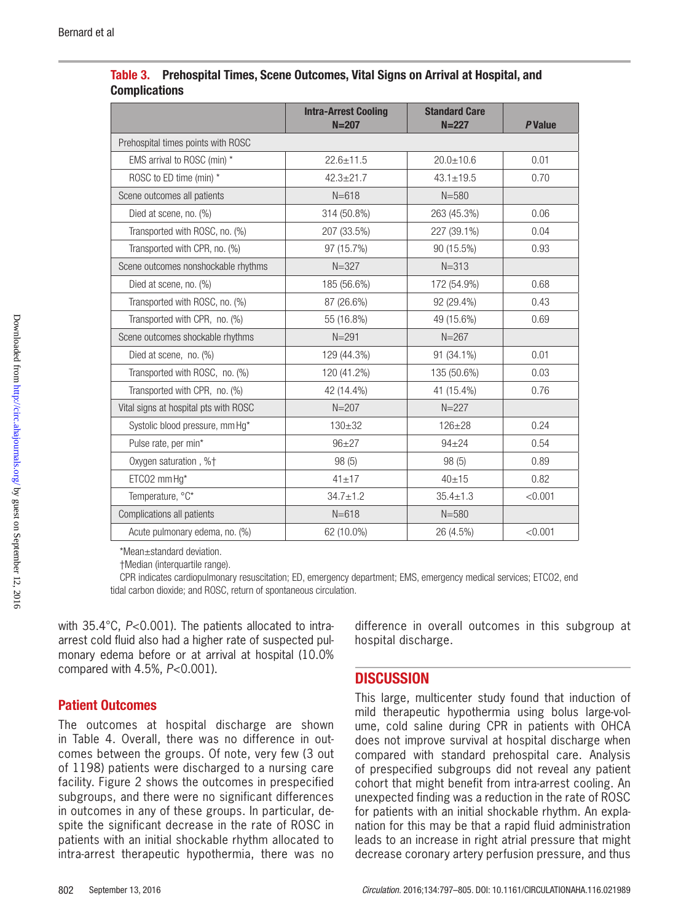**Table 3. Prehospital Times, Scene Outcomes, Vital Signs on Arrival at Hospital, and Complications**

| | Intra-Arrest Cooling N=207 | Standard Care N=227 | *P* Value |
|---|---|---|---|
| Prehospital times points with ROSC | | | |
| EMS arrival to ROSC (min) * | 22.6±11.5 | 20.0±10.6 | 0.01 |
| ROSC to ED time (min) * | 42.3±21.7 | 43.1±19.5 | 0.70 |
| Scene outcomes all patients | N=618 | N=580 | |
| Died at scene, no. (%) | 314 (50.8%) | 263 (45.3%) | 0.06 |
| Transported with ROSC, no. (%) | 207 (33.5%) | 227 (39.1%) | 0.04 |
| Transported with CPR, no. (%) | 97 (15.7%) | 90 (15.5%) | 0.93 |
| Scene outcomes nonshockable rhythms | N=327 | N=313 | |
| Died at scene, no. (%) | 185 (56.6%) | 172 (54.9%) | 0.68 |
| Transported with ROSC, no. (%) | 87 (26.6%) | 92 (29.4%) | 0.43 |
| Transported with CPR, no. (%) | 55 (16.8%) | 49 (15.6%) | 0.69 |
| Scene outcomes shockable rhythms | N=291 | N=267 | |
| Died at scene, no. (%) | 129 (44.3%) | 91 (34.1%) | 0.01 |
| Transported with ROSC, no. (%) | 120 (41.2%) | 135 (50.6%) | 0.03 |
| Transported with CPR, no. (%) | 42 (14.4%) | 41 (15.4%) | 0.76 |
| Vital signs at hospital pts with ROSC | N=207 | N=227 | |
| Systolic blood pressure, mm Hg* | 130±32 | 126±28 | 0.24 |
| Pulse rate, per min* | 96±27 | 94±24 | 0.54 |
| Oxygen saturation , %† | 98 (5) | 98 (5) | 0.89 |
| ETCO2 mm Hg* | 41±17 | 40±15 | 0.82 |
| Temperature, °C* | 34.7±1.2 | 35.4±1.3 | <0.001 |
| Complications all patients | N=618 | N=580 | |
| Acute pulmonary edema, no. (%) | 62 (10.0%) | 26 (4.5%) | <0.001 |

*Mean±standard deviation.

†Median (interquartile range).

CPR indicates cardiopulmonary resuscitation; ED, emergency department; EMS, emergency medical services; ETCO2, end tidal carbon dioxide; and ROSC, return of spontaneous circulation.

with 35.4°C, *P*<0.001). The patients allocated to intra-arrest cold fluid also had a higher rate of suspected pulmonary edema before or at arrival at hospital (10.0% compared with 4.5%, *P*<0.001).

## Patient Outcomes

The outcomes at hospital discharge are shown in Table 4. Overall, there was no difference in outcomes between the groups. Of note, very few (3 out of 1198) patients were discharged to a nursing care facility. Figure 2 shows the outcomes in prespecified subgroups, and there were no significant differences in outcomes in any of these groups. In particular, despite the significant decrease in the rate of ROSC in patients with an initial shockable rhythm allocated to intra-arrest therapeutic hypothermia, there was no difference in overall outcomes in this subgroup at hospital discharge.

## DISCUSSION

This large, multicenter study found that induction of mild therapeutic hypothermia using bolus large-volume, cold saline during CPR in patients with OHCA does not improve survival at hospital discharge when compared with standard prehospital care. Analysis of prespecified subgroups did not reveal any patient cohort that might benefit from intra-arrest cooling. An unexpected finding was a reduction in the rate of ROSC for patients with an initial shockable rhythm. An explanation for this may be that a rapid fluid administration leads to an increase in right atrial pressure that might decrease coronary artery perfusion pressure, and thus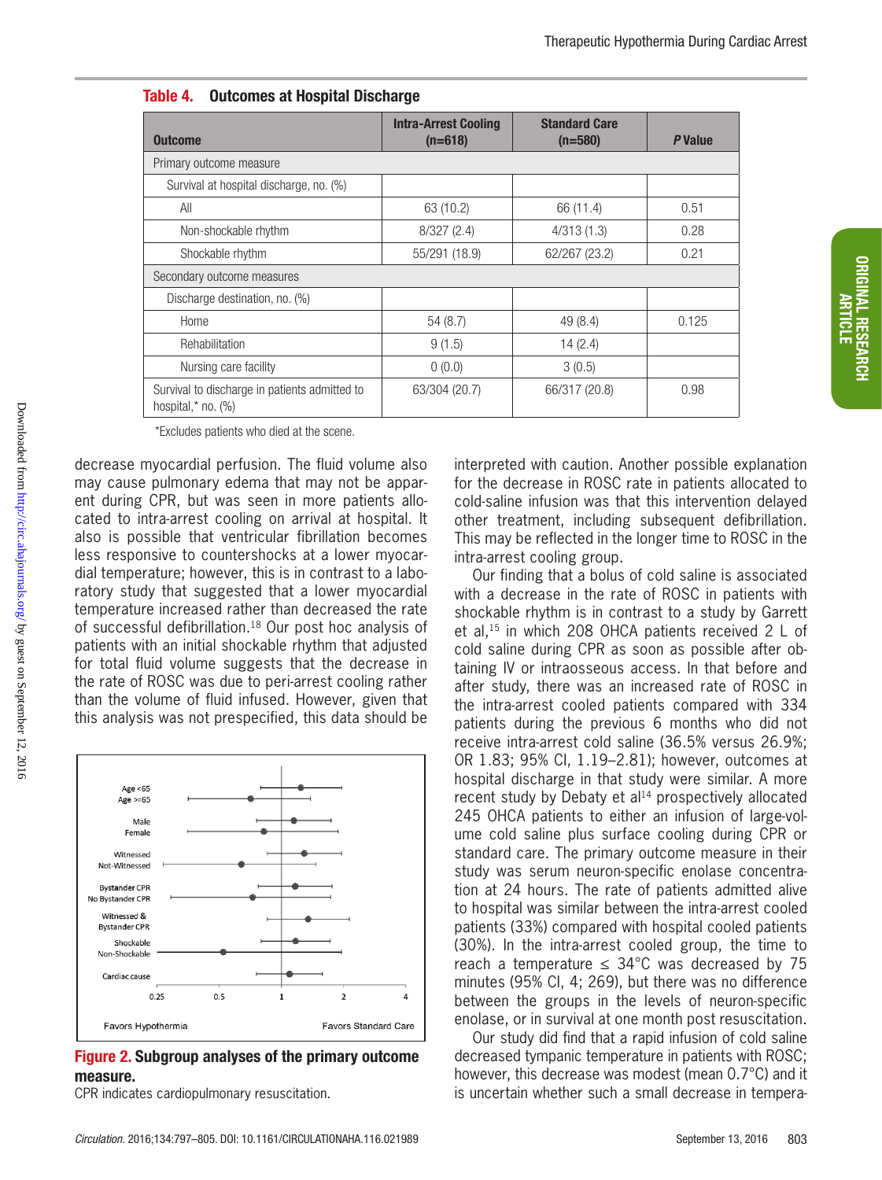**Table 4. Outcomes at Hospital Discharge**

| Outcome | Intra-Arrest Cooling (n=618) | Standard Care (n=580) | *P* Value |
|---|---|---|---|
| Primary outcome measure | | | |
| Survival at hospital discharge, no. (%) | | | |
| All | 63 (10.2) | 66 (11.4) | 0.51 |
| Non-shockable rhythm | 8/327 (2.4) | 4/313 (1.3) | 0.28 |
| Shockable rhythm | 55/291 (18.9) | 62/267 (23.2) | 0.21 |
| Secondary outcome measures | | | |
| Discharge destination, no. (%) | | | |
| Home | 54 (8.7) | 49 (8.4) | 0.125 |
| Rehabilitation | 9 (1.5) | 14 (2.4) | |
| Nursing care facility | 0 (0.0) | 3 (0.5) | |
| Survival to discharge in patients admitted to hospital,* no. (%) | 63/304 (20.7) | 66/317 (20.8) | 0.98 |

*Excludes patients who died at the scene.

decrease myocardial perfusion. The fluid volume also may cause pulmonary edema that may not be apparent during CPR, but was seen in more patients allocated to intra-arrest cooling on arrival at hospital. It also is possible that ventricular fibrillation becomes less responsive to countershocks at a lower myocardial temperature; however, this is in contrast to a laboratory study that suggested that a lower myocardial temperature increased rather than decreased the rate of successful defibrillation.[18] Our post hoc analysis of patients with an initial shockable rhythm that adjusted for total fluid volume suggests that the decrease in the rate of ROSC was due to peri-arrest cooling rather than the volume of fluid infused. However, given that this analysis was not prespecified, this data should be interpreted with caution. Another possible explanation for the decrease in ROSC rate in patients allocated to cold-saline infusion was that this intervention delayed other treatment, including subsequent defibrillation. This may be reflected in the longer time to ROSC in the intra-arrest cooling group.

Our finding that a bolus of cold saline is associated with a decrease in the rate of ROSC in patients with shockable rhythm is in contrast to a study by Garrett et al,[15] in which 208 OHCA patients received 2 L of cold saline during CPR as soon as possible after obtaining IV or intraosseous access. In that before and after study, there was an increased rate of ROSC in the intra-arrest cooled patients compared with 334 patients during the previous 6 months who did not receive intra-arrest cold saline (36.5% versus 26.9%; OR 1.83; 95% CI, 1.19–2.81); however, outcomes at hospital discharge in that study were similar. A more recent study by Debaty et al[14] prospectively allocated 245 OHCA patients to either an infusion of large-volume cold saline plus surface cooling during CPR or standard care. The primary outcome measure in their study was serum neuron-specific enolase concentration at 24 hours. The rate of patients admitted alive to hospital was similar between the intra-arrest cooled patients (33%) compared with hospital cooled patients (30%). In the intra-arrest cooled group, the time to reach a temperature ≤ 34°C was decreased by 75 minutes (95% CI, 4; 269), but there was no difference between the groups in the levels of neuron-specific enolase, or in survival at one month post resuscitation.

Our study did find that a rapid infusion of cold saline decreased tympanic temperature in patients with ROSC; however, this decrease was modest (mean 0.7°C) and it is uncertain whether such a small decrease in tempera-

**Figure 2. Subgroup analyses of the primary outcome measure.**
CPR indicates cardiopulmonary resuscitation.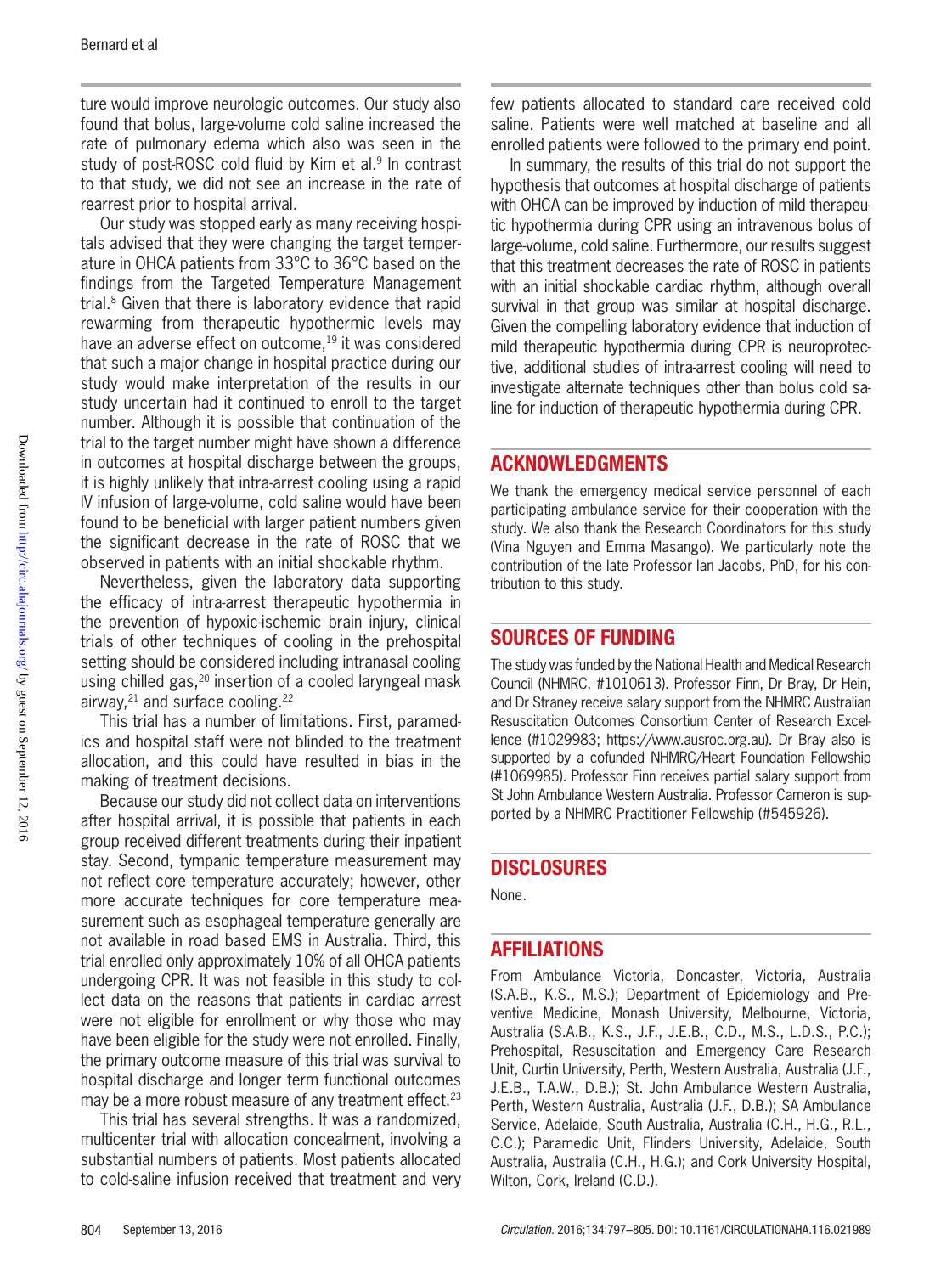ture would improve neurologic outcomes. Our study also found that bolus, large-volume cold saline increased the rate of pulmonary edema which also was seen in the study of post-ROSC cold fluid by Kim et al.[9] In contrast to that study, we did not see an increase in the rate of rearrest prior to hospital arrival.

Our study was stopped early as many receiving hospitals advised that they were changing the target temperature in OHCA patients from 33°C to 36°C based on the findings from the Targeted Temperature Management trial.[8] Given that there is laboratory evidence that rapid rewarming from therapeutic hypothermic levels may have an adverse effect on outcome,[19] it was considered that such a major change in hospital practice during our study would make interpretation of the results in our study uncertain had it continued to enroll to the target number. Although it is possible that continuation of the trial to the target number might have shown a difference in outcomes at hospital discharge between the groups, it is highly unlikely that intra-arrest cooling using a rapid IV infusion of large-volume, cold saline would have been found to be beneficial with larger patient numbers given the significant decrease in the rate of ROSC that we observed in patients with an initial shockable rhythm.

Nevertheless, given the laboratory data supporting the efficacy of intra-arrest therapeutic hypothermia in the prevention of hypoxic-ischemic brain injury, clinical trials of other techniques of cooling in the prehospital setting should be considered including intranasal cooling using chilled gas,[20] insertion of a cooled laryngeal mask airway,[21] and surface cooling.[22]

This trial has a number of limitations. First, paramedics and hospital staff were not blinded to the treatment allocation, and this could have resulted in bias in the making of treatment decisions.

Because our study did not collect data on interventions after hospital arrival, it is possible that patients in each group received different treatments during their inpatient stay. Second, tympanic temperature measurement may not reflect core temperature accurately; however, other more accurate techniques for core temperature measurement such as esophageal temperature generally are not available in road based EMS in Australia. Third, this trial enrolled only approximately 10% of all OHCA patients undergoing CPR. It was not feasible in this study to collect data on the reasons that patients in cardiac arrest were not eligible for enrollment or why those who may have been eligible for the study were not enrolled. Finally, the primary outcome measure of this trial was survival to hospital discharge and longer term functional outcomes may be a more robust measure of any treatment effect.[23]

This trial has several strengths. It was a randomized, multicenter trial with allocation concealment, involving a substantial numbers of patients. Most patients allocated to cold-saline infusion received that treatment and very few patients allocated to standard care received cold saline. Patients were well matched at baseline and all enrolled patients were followed to the primary end point.

In summary, the results of this trial do not support the hypothesis that outcomes at hospital discharge of patients with OHCA can be improved by induction of mild therapeutic hypothermia during CPR using an intravenous bolus of large-volume, cold saline. Furthermore, our results suggest that this treatment decreases the rate of ROSC in patients with an initial shockable rhythm, although overall survival in that group was similar at hospital discharge. Given the compelling laboratory evidence that induction of mild therapeutic hypothermia during CPR is neuroprotective, additional studies of intra-arrest cooling will need to investigate alternate techniques other than bolus cold saline for induction of therapeutic hypothermia during CPR.

## ACKNOWLEDGMENTS

We thank the emergency medical service personnel of each participating ambulance service for their cooperation with the study. We also thank the Research Coordinators for this study (Vina Nguyen and Emma Masango). We particularly note the contribution of the late Professor Ian Jacobs, PhD, for his contribution to this study.

## SOURCES OF FUNDING

The study was funded by the National Health and Medical Research Council (NHMRC, #1010613). Professor Finn, Dr Bray, Dr Hein, and Dr Straney receive salary support from the NHMRC Australian Resuscitation Outcomes Consortium Center of Research Excellence (#1029983; https://www.ausroc.org.au). Dr Bray also is supported by a cofunded NHMRC/Heart Foundation Fellowship (#1069985). Professor Finn receives partial salary support from St John Ambulance Western Australia. Professor Cameron is supported by a NHMRC Practitioner Fellowship (#545926).

## DISCLOSURES

None.

## AFFILIATIONS

From Ambulance Victoria, Doncaster, Victoria, Australia (S.A.B., K.S., M.S.); Department of Epidemiology and Preventive Medicine, Monash University, Melbourne, Victoria, Australia (S.A.B., K.S., J.F., J.E.B., C.D., M.S., L.D.S., P.C.); Prehospital, Resuscitation and Emergency Care Research Unit, Curtin University, Perth, Western Australia, Australia (J.F., J.E.B., T.A.W., D.B.); St. John Ambulance Western Australia, Perth, Western Australia, Australia (J.F., D.B.); SA Ambulance Service, Adelaide, South Australia, Australia (C.H., H.G., R.L., C.C.); Paramedic Unit, Flinders University, Adelaide, South Australia, Australia (C.H., H.G.); and Cork University Hospital, Wilton, Cork, Ireland (C.D.).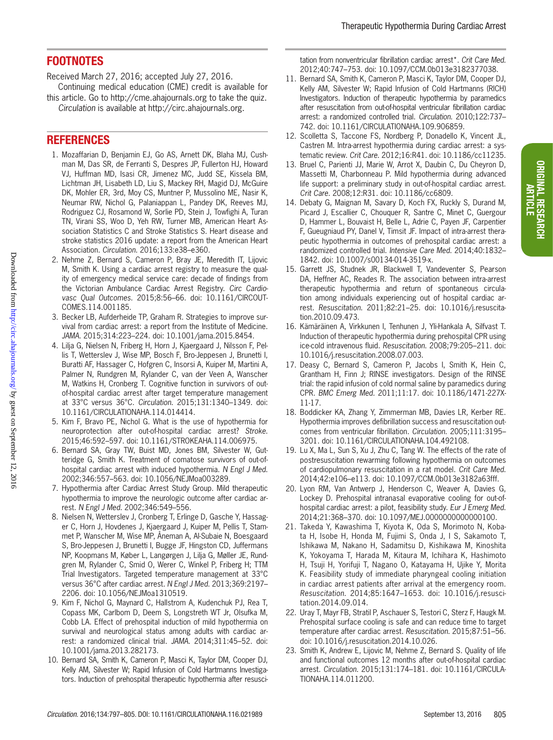## FOOTNOTES

Received March 27, 2016; accepted July 27, 2016.

Continuing medical education (CME) credit is available for this article. Go to http://cme.ahajournals.org to take the quiz.

*Circulation* is available at http://circ.ahajournals.org.

## REFERENCES

1. Mozaffarian D, Benjamin EJ, Go AS, Arnett DK, Blaha MJ, Cushman M, Das SR, de Ferranti S, Despres JP, Fullerton HJ, Howard VJ, Huffman MD, Isasi CR, Jimenez MC, Judd SE, Kissela BM, Lichtman JH, Lisabeth LD, Liu S, Mackey RH, Magid DJ, McGuire DK, Mohler ER, 3rd, Moy CS, Muntner P, Mussolino ME, Nasir K, Neumar RW, Nichol G, Palaniappan L, Pandey DK, Reeves MJ, Rodriguez CJ, Rosamond W, Sorlie PD, Stein J, Towfighi A, Turan TN, Virani SS, Woo D, Yeh RW, Turner MB, American Heart Association Statistics C and Stroke Statistics S. Heart disease and stroke statistics 2016 update: a report from the American Heart Association. *Circulation.* 2016;133:e38–e360.
2. Nehme Z, Bernard S, Cameron P, Bray JE, Meredith IT, Lijovic M, Smith K. Using a cardiac arrest registry to measure the quality of emergency medical service care: decade of findings from the Victorian Ambulance Cardiac Arrest Registry. *Circ Cardiovasc Qual Outcomes.* 2015;8:56–66. doi: 10.1161/CIRCOUTCOMES.114.001185.
3. Becker LB, Aufderheide TP, Graham R. Strategies to improve survival from cardiac arrest: a report from the Institute of Medicine. *JAMA.* 2015;314:223–224. doi: 10.1001/jama.2015.8454.
4. Lilja G, Nielsen N, Friberg H, Horn J, Kjaergaard J, Nilsson F, Pellis T, Wetterslev J, Wise MP, Bosch F, Bro-Jeppesen J, Brunetti I, Buratti AF, Hassager C, Hofgren C, Insorsi A, Kuiper M, Martini A, Palmer N, Rundgren M, Rylander C, van der Veen A, Wanscher M, Watkins H, Cronberg T. Cognitive function in survivors of out-of-hospital cardiac arrest after target temperature management at 33°C versus 36°C. *Circulation.* 2015;131:1340–1349. doi: 10.1161/CIRCULATIONAHA.114.014414.
5. Kim F, Bravo PE, Nichol G. What is the use of hypothermia for neuroprotection after out-of-hospital cardiac arrest? *Stroke.* 2015;46:592–597. doi: 10.1161/STROKEAHA.114.006975.
6. Bernard SA, Gray TW, Buist MD, Jones BM, Silvester W, Gutteridge G, Smith K. Treatment of comatose survivors of out-of-hospital cardiac arrest with induced hypothermia. *N Engl J Med.* 2002;346:557–563. doi: 10.1056/NEJMoa003289.
7. Hypothermia after Cardiac Arrest Study Group. Mild therapeutic hypothermia to improve the neurologic outcome after cardiac arrest. *N Engl J Med.* 2002;346:549–556.
8. Nielsen N, Wetterslev J, Cronberg T, Erlinge D, Gasche Y, Hassager C, Horn J, Hovdenes J, Kjaergaard J, Kuiper M, Pellis T, Stammet P, Wanscher M, Wise MP, Åneman A, Al-Subaie N, Boesgaard S, Bro-Jeppesen J, Brunetti I, Bugge JF, Hingston CD, Juffermans NP, Koopmans M, Køber L, Langørgen J, Lilja G, Møller JE, Rundgren M, Rylander C, Smid O, Werer C, Winkel P, Friberg H; TTM Trial Investigators. Targeted temperature management at 33°C versus 36°C after cardiac arrest. *N Engl J Med.* 2013;369:2197–2206. doi: 10.1056/NEJMoa1310519.
9. Kim F, Nichol G, Maynard C, Hallstrom A, Kudenchuk PJ, Rea T, Copass MK, Carlbom D, Deem S, Longstreth WT Jr, Olsufka M, Cobb LA. Effect of prehospital induction of mild hypothermia on survival and neurological status among adults with cardiac arrest: a randomized clinical trial. *JAMA.* 2014;311:45–52. doi: 10.1001/jama.2013.282173.
10. Bernard SA, Smith K, Cameron P, Masci K, Taylor DM, Cooper DJ, Kelly AM, Silvester W; Rapid Infusion of Cold Hartmanns Investigators. Induction of prehospital therapeutic hypothermia after resuscitation from nonventricular fibrillation cardiac arrest*. *Crit Care Med.* 2012;40:747–753. doi: 10.1097/CCM.0b013e3182377038.
11. Bernard SA, Smith K, Cameron P, Masci K, Taylor DM, Cooper DJ, Kelly AM, Silvester W; Rapid Infusion of Cold Hartmanns (RICH) Investigators. Induction of therapeutic hypothermia by paramedics after resuscitation from out-of-hospital ventricular fibrillation cardiac arrest: a randomized controlled trial. *Circulation.* 2010;122:737–742. doi: 10.1161/CIRCULATIONAHA.109.906859.
12. Scolletta S, Taccone FS, Nordberg P, Donadello K, Vincent JL, Castren M. Intra-arrest hypothermia during cardiac arrest: a systematic review. *Crit Care.* 2012;16:R41. doi: 10.1186/cc11235.
13. Bruel C, Parienti JJ, Marie W, Arrot X, Daubin C, Du Cheyron D, Massetti M, Charbonneau P. Mild hypothermia during advanced life support: a preliminary study in out-of-hospital cardiac arrest. *Crit Care.* 2008;12:R31. doi: 10.1186/cc6809.
14. Debaty G, Maignan M, Savary D, Koch FX, Ruckly S, Durand M, Picard J, Escallier C, Chouquer R, Santre C, Minet C, Guergour D, Hammer L, Bouvaist H, Belle L, Adrie C, Payen JF, Carpentier F, Gueugniaud PY, Danel V, Timsit JF. Impact of intra-arrest therapeutic hypothermia in outcomes of prehospital cardiac arrest: a randomized controlled trial. *Intensive Care Med.* 2014;40:1832–1842. doi: 10.1007/s00134-014-3519-x.
15. Garrett JS, Studnek JR, Blackwell T, Vandeventer S, Pearson DA, Heffner AC, Reades R. The association between intra-arrest therapeutic hypothermia and return of spontaneous circulation among individuals experiencing out of hospital cardiac arrest. *Resuscitation.* 2011;82:21–25. doi: 10.1016/j.resuscitation.2010.09.473.
16. Kämäräinen A, Virkkunen I, Tenhunen J, Yli-Hankala A, Silfvast T. Induction of therapeutic hypothermia during prehospital CPR using ice-cold intravenous fluid. *Resuscitation.* 2008;79:205–211. doi: 10.1016/j.resuscitation.2008.07.003.
17. Deasy C, Bernard S, Cameron P, Jacobs I, Smith K, Hein C, Grantham H, Finn J; RINSE investigators. Design of the RINSE trial: the rapid infusion of cold normal saline by paramedics during CPR. *BMC Emerg Med.* 2011;11:17. doi: 10.1186/1471-227X-11-17.
18. Boddicker KA, Zhang Y, Zimmerman MB, Davies LR, Kerber RE. Hypothermia improves defibrillation success and resuscitation outcomes from ventricular fibrillation. *Circulation.* 2005;111:3195–3201. doi: 10.1161/CIRCULATIONAHA.104.492108.
19. Lu X, Ma L, Sun S, Xu J, Zhu C, Tang W. The effects of the rate of postresuscitation rewarming following hypothermia on outcomes of cardiopulmonary resuscitation in a rat model. *Crit Care Med.* 2014;42:e106–e113. doi: 10.1097/CCM.0b013e3182a63fff.
20. Lyon RM, Van Antwerp J, Henderson C, Weaver A, Davies G, Lockey D. Prehospital intranasal evaporative cooling for out-of-hospital cardiac arrest: a pilot, feasibility study. *Eur J Emerg Med.* 2014;21:368–370. doi: 10.1097/MEJ.0000000000000100.
21. Takeda Y, Kawashima T, Kiyota K, Oda S, Morimoto N, Kobata H, Isobe H, Honda M, Fujimi S, Onda J, I S, Sakamoto T, Ishikawa M, Nakano H, Sadamitsu D, Kishikawa M, Kinoshita K, Yokoyama T, Harada M, Kitaura M, Ichihara K, Hashimoto H, Tsuji H, Yorifuji T, Nagano O, Katayama H, Ujike Y, Morita K. Feasibility study of immediate pharyngeal cooling initiation in cardiac arrest patients after arrival at the emergency room. *Resuscitation.* 2014;85:1647–1653. doi: 10.1016/j.resuscitation.2014.09.014.
22. Uray T, Mayr FB, Stratil P, Aschauer S, Testori C, Sterz F, Haugk M. Prehospital surface cooling is safe and can reduce time to target temperature after cardiac arrest. *Resuscitation.* 2015;87:51–56. doi: 10.1016/j.resuscitation.2014.10.026.
23. Smith K, Andrew E, Lijovic M, Nehme Z, Bernard S. Quality of life and functional outcomes 12 months after out-of-hospital cardiac arrest. *Circulation.* 2015;131:174–181. doi: 10.1161/CIRCULATIONAHA.114.011200.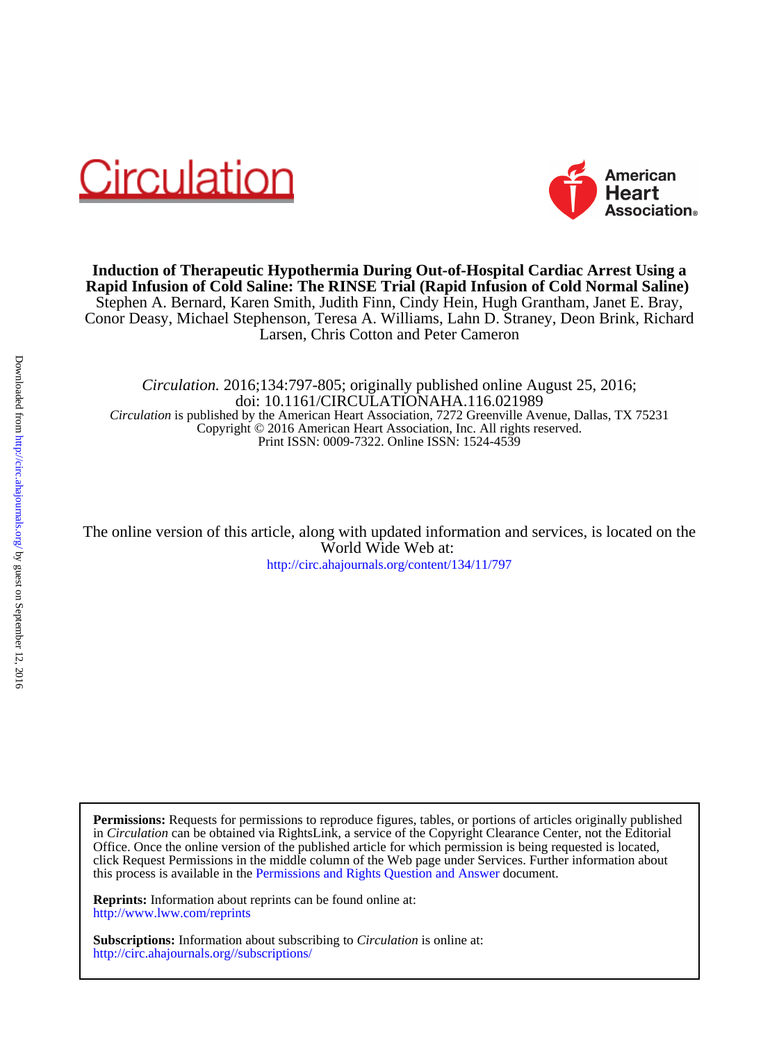**Induction of Therapeutic Hypothermia During Out-of-Hospital Cardiac Arrest Using a Rapid Infusion of Cold Saline: The RINSE Trial (Rapid Infusion of Cold Normal Saline)**

Stephen A. Bernard, Karen Smith, Judith Finn, Cindy Hein, Hugh Grantham, Janet E. Bray, Conor Deasy, Michael Stephenson, Teresa A. Williams, Lahn D. Straney, Deon Brink, Richard Larsen, Chris Cotton and Peter Cameron

*Circulation.* 2016;134:797-805; originally published online August 25, 2016;
doi: 10.1161/CIRCULATIONAHA.116.021989
*Circulation* is published by the American Heart Association, 7272 Greenville Avenue, Dallas, TX 75231
Copyright © 2016 American Heart Association, Inc. All rights reserved.
Print ISSN: 0009-7322. Online ISSN: 1524-4539

The online version of this article, along with updated information and services, is located on the World Wide Web at:
http://circ.ahajournals.org/content/134/11/797

**Permissions:** Requests for permissions to reproduce figures, tables, or portions of articles originally published in *Circulation* can be obtained via RightsLink, a service of the Copyright Clearance Center, not the Editorial Office. Once the online version of the published article for which permission is being requested is located, click Request Permissions in the middle column of the Web page under Services. Further information about this process is available in the Permissions and Rights Question and Answer document.

**Reprints:** Information about reprints can be found online at:
http://www.lww.com/reprints

**Subscriptions:** Information about subscribing to *Circulation* is online at:
http://circ.ahajournals.org//subscriptions/